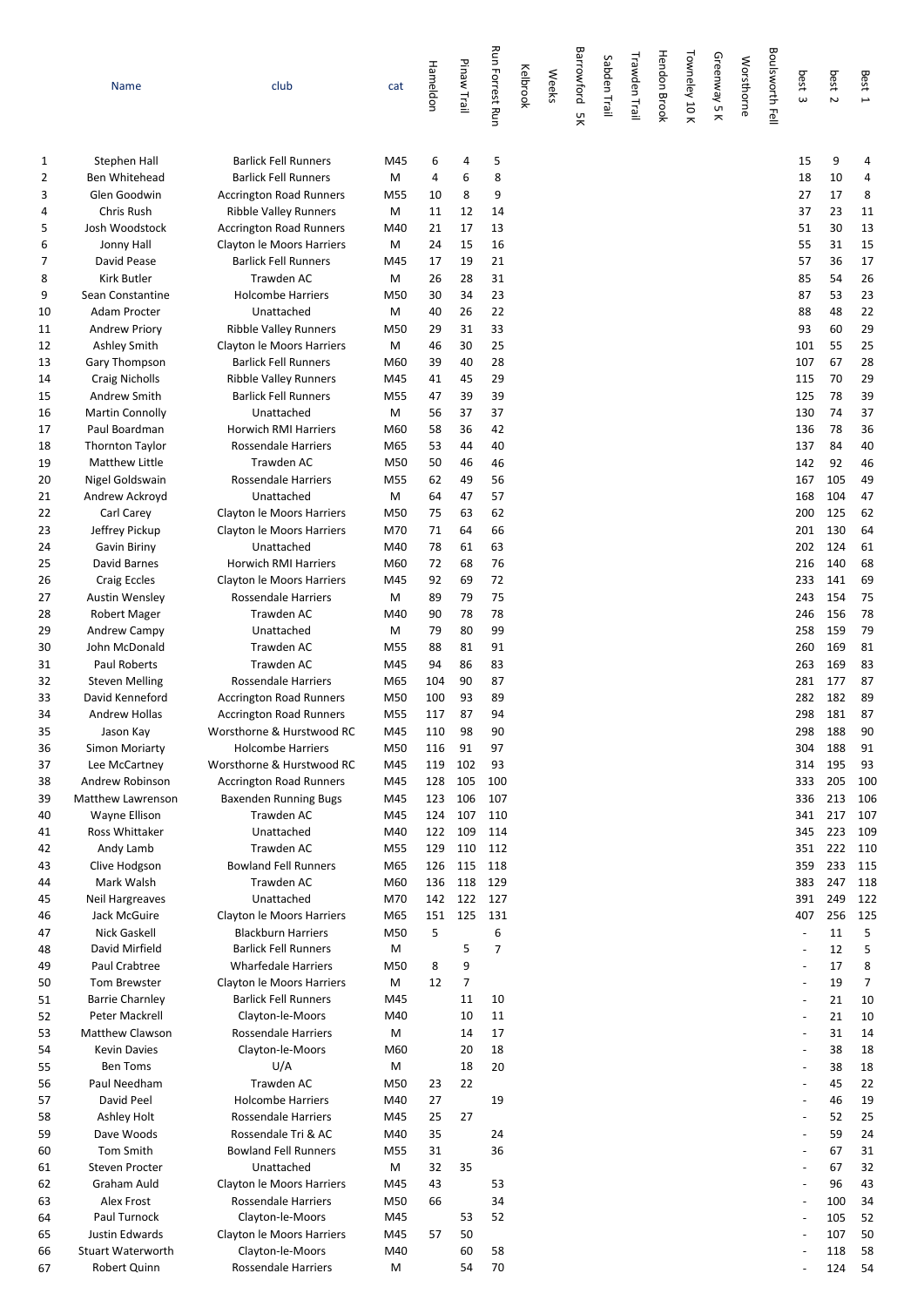| | Name | club | cat | Hameldon | Pinaw Trail | Run Forrest Run | Kelbrook | Weeks | Barrowford 5K | Sabden Trail | Trawden Trail | Hendon Brook | Towneley 10 K | Greenway 5 K | Worsthorne | Boulsworth Fell | best 3 | best 2 | Best 1 |
|---|---|---|---|---|---|---|---|---|---|---|---|---|---|---|---|---|---|---|---|
| 1 | Stephen Hall | Barlick Fell Runners | M45 | 6 | 4 | 5 | | | | | | | | | | | 15 | 9 | 4 |
| 2 | Ben Whitehead | Barlick Fell Runners | M | 4 | 6 | 8 | | | | | | | | | | | 18 | 10 | 4 |
| 3 | Glen Goodwin | Accrington Road Runners | M55 | 10 | 8 | 9 | | | | | | | | | | | 27 | 17 | 8 |
| 4 | Chris Rush | Ribble Valley Runners | M | 11 | 12 | 14 | | | | | | | | | | | 37 | 23 | 11 |
| 5 | Josh Woodstock | Accrington Road Runners | M40 | 21 | 17 | 13 | | | | | | | | | | | 51 | 30 | 13 |
| 6 | Jonny Hall | Clayton le Moors Harriers | M | 24 | 15 | 16 | | | | | | | | | | | 55 | 31 | 15 |
| 7 | David Pease | Barlick Fell Runners | M45 | 17 | 19 | 21 | | | | | | | | | | | 57 | 36 | 17 |
| 8 | Kirk Butler | Trawden AC | M | 26 | 28 | 31 | | | | | | | | | | | 85 | 54 | 26 |
| 9 | Sean Constantine | Holcombe Harriers | M50 | 30 | 34 | 23 | | | | | | | | | | | 87 | 53 | 23 |
| 10 | Adam Procter | Unattached | M | 40 | 26 | 22 | | | | | | | | | | | 88 | 48 | 22 |
| 11 | Andrew Priory | Ribble Valley Runners | M50 | 29 | 31 | 33 | | | | | | | | | | | 93 | 60 | 29 |
| 12 | Ashley Smith | Clayton le Moors Harriers | M | 46 | 30 | 25 | | | | | | | | | | | 101 | 55 | 25 |
| 13 | Gary Thompson | Barlick Fell Runners | M60 | 39 | 40 | 28 | | | | | | | | | | | 107 | 67 | 28 |
| 14 | Craig Nicholls | Ribble Valley Runners | M45 | 41 | 45 | 29 | | | | | | | | | | | 115 | 70 | 29 |
| 15 | Andrew Smith | Barlick Fell Runners | M55 | 47 | 39 | 39 | | | | | | | | | | | 125 | 78 | 39 |
| 16 | Martin Connolly | Unattached | M | 56 | 37 | 37 | | | | | | | | | | | 130 | 74 | 37 |
| 17 | Paul Boardman | Horwich RMI Harriers | M60 | 58 | 36 | 42 | | | | | | | | | | | 136 | 78 | 36 |
| 18 | Thornton Taylor | Rossendale Harriers | M65 | 53 | 44 | 40 | | | | | | | | | | | 137 | 84 | 40 |
| 19 | Matthew Little | Trawden AC | M50 | 50 | 46 | 46 | | | | | | | | | | | 142 | 92 | 46 |
| 20 | Nigel Goldswain | Rossendale Harriers | M55 | 62 | 49 | 56 | | | | | | | | | | | 167 | 105 | 49 |
| 21 | Andrew Ackroyd | Unattached | M | 64 | 47 | 57 | | | | | | | | | | | 168 | 104 | 47 |
| 22 | Carl Carey | Clayton le Moors Harriers | M50 | 75 | 63 | 62 | | | | | | | | | | | 200 | 125 | 62 |
| 23 | Jeffrey Pickup | Clayton le Moors Harriers | M70 | 71 | 64 | 66 | | | | | | | | | | | 201 | 130 | 64 |
| 24 | Gavin Biriny | Unattached | M40 | 78 | 61 | 63 | | | | | | | | | | | 202 | 124 | 61 |
| 25 | David Barnes | Horwich RMI Harriers | M60 | 72 | 68 | 76 | | | | | | | | | | | 216 | 140 | 68 |
| 26 | Craig Eccles | Clayton le Moors Harriers | M45 | 92 | 69 | 72 | | | | | | | | | | | 233 | 141 | 69 |
| 27 | Austin Wensley | Rossendale Harriers | M | 89 | 79 | 75 | | | | | | | | | | | 243 | 154 | 75 |
| 28 | Robert Mager | Trawden AC | M40 | 90 | 78 | 78 | | | | | | | | | | | 246 | 156 | 78 |
| 29 | Andrew Campy | Unattached | M | 79 | 80 | 99 | | | | | | | | | | | 258 | 159 | 79 |
| 30 | John McDonald | Trawden AC | M55 | 88 | 81 | 91 | | | | | | | | | | | 260 | 169 | 81 |
| 31 | Paul Roberts | Trawden AC | M45 | 94 | 86 | 83 | | | | | | | | | | | 263 | 169 | 83 |
| 32 | Steven Melling | Rossendale Harriers | M65 | 104 | 90 | 87 | | | | | | | | | | | 281 | 177 | 87 |
| 33 | David Kenneford | Accrington Road Runners | M50 | 100 | 93 | 89 | | | | | | | | | | | 282 | 182 | 89 |
| 34 | Andrew Hollas | Accrington Road Runners | M55 | 117 | 87 | 94 | | | | | | | | | | | 298 | 181 | 87 |
| 35 | Jason Kay | Worsthorne & Hurstwood RC | M45 | 110 | 98 | 90 | | | | | | | | | | | 298 | 188 | 90 |
| 36 | Simon Moriarty | Holcombe Harriers | M50 | 116 | 91 | 97 | | | | | | | | | | | 304 | 188 | 91 |
| 37 | Lee McCartney | Worsthorne & Hurstwood RC | M45 | 119 | 102 | 93 | | | | | | | | | | | 314 | 195 | 93 |
| 38 | Andrew Robinson | Accrington Road Runners | M45 | 128 | 105 | 100 | | | | | | | | | | | 333 | 205 | 100 |
| 39 | Matthew Lawrenson | Baxenden Running Bugs | M45 | 123 | 106 | 107 | | | | | | | | | | | 336 | 213 | 106 |
| 40 | Wayne Ellison | Trawden AC | M45 | 124 | 107 | 110 | | | | | | | | | | | 341 | 217 | 107 |
| 41 | Ross Whittaker | Unattached | M40 | 122 | 109 | 114 | | | | | | | | | | | 345 | 223 | 109 |
| 42 | Andy Lamb | Trawden AC | M55 | 129 | 110 | 112 | | | | | | | | | | | 351 | 222 | 110 |
| 43 | Clive Hodgson | Bowland Fell Runners | M65 | 126 | 115 | 118 | | | | | | | | | | | 359 | 233 | 115 |
| 44 | Mark Walsh | Trawden AC | M60 | 136 | 118 | 129 | | | | | | | | | | | 383 | 247 | 118 |
| 45 | Neil Hargreaves | Unattached | M70 | 142 | 122 | 127 | | | | | | | | | | | 391 | 249 | 122 |
| 46 | Jack McGuire | Clayton le Moors Harriers | M65 | 151 | 125 | 131 | | | | | | | | | | | 407 | 256 | 125 |
| 47 | Nick Gaskell | Blackburn Harriers | M50 | 5 | | 6 | | | | | | | | | | | - | 11 | 5 |
| 48 | David Mirfield | Barlick Fell Runners | M | | 5 | 7 | | | | | | | | | | | - | 12 | 5 |
| 49 | Paul Crabtree | Wharfedale Harriers | M50 | 8 | 9 | | | | | | | | | | | | - | 17 | 8 |
| 50 | Tom Brewster | Clayton le Moors Harriers | M | 12 | 7 | | | | | | | | | | | | - | 19 | 7 |
| 51 | Barrie Charnley | Barlick Fell Runners | M45 | | 11 | 10 | | | | | | | | | | | - | 21 | 10 |
| 52 | Peter Mackrell | Clayton-le-Moors | M40 | | 10 | 11 | | | | | | | | | | | - | 21 | 10 |
| 53 | Matthew Clawson | Rossendale Harriers | M | | 14 | 17 | | | | | | | | | | | - | 31 | 14 |
| 54 | Kevin Davies | Clayton-le-Moors | M60 | | 20 | 18 | | | | | | | | | | | - | 38 | 18 |
| 55 | Ben Toms | U/A | M | | 18 | 20 | | | | | | | | | | | - | 38 | 18 |
| 56 | Paul Needham | Trawden AC | M50 | 23 | 22 | | | | | | | | | | | | - | 45 | 22 |
| 57 | David Peel | Holcombe Harriers | M40 | 27 | | 19 | | | | | | | | | | | - | 46 | 19 |
| 58 | Ashley Holt | Rossendale Harriers | M45 | 25 | 27 | | | | | | | | | | | | - | 52 | 25 |
| 59 | Dave Woods | Rossendale Tri & AC | M40 | 35 | | 24 | | | | | | | | | | | - | 59 | 24 |
| 60 | Tom Smith | Bowland Fell Runners | M55 | 31 | | 36 | | | | | | | | | | | - | 67 | 31 |
| 61 | Steven Procter | Unattached | M | 32 | 35 | | | | | | | | | | | | - | 67 | 32 |
| 62 | Graham Auld | Clayton le Moors Harriers | M45 | 43 | | 53 | | | | | | | | | | | - | 96 | 43 |
| 63 | Alex Frost | Rossendale Harriers | M50 | 66 | | 34 | | | | | | | | | | | - | 100 | 34 |
| 64 | Paul Turnock | Clayton-le-Moors | M45 | | 53 | 52 | | | | | | | | | | | - | 105 | 52 |
| 65 | Justin Edwards | Clayton le Moors Harriers | M45 | 57 | 50 | | | | | | | | | | | | - | 107 | 50 |
| 66 | Stuart Waterworth | Clayton-le-Moors | M40 | | 60 | 58 | | | | | | | | | | | - | 118 | 58 |
| 67 | Robert Quinn | Rossendale Harriers | M | | 54 | 70 | | | | | | | | | | | - | 124 | 54 |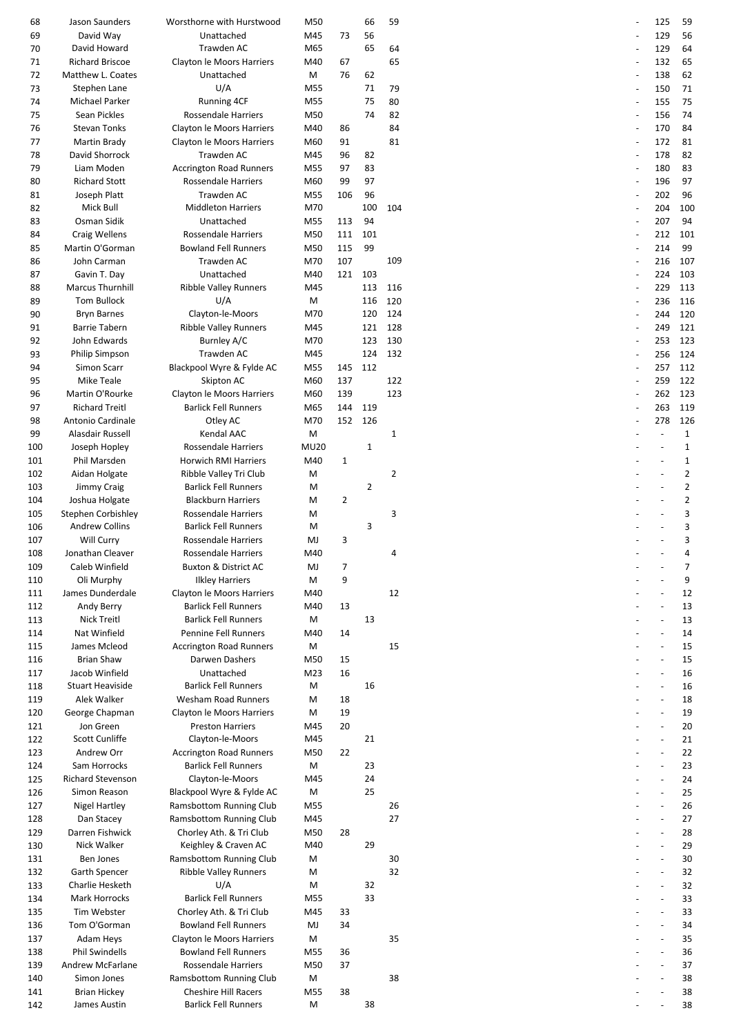| | | | | | | | | | |
|---|---|---|---|---|---|---|---|---|---|
| 68 | Jason Saunders | Worsthorne with Hurstwood | M50 | | 66 | 59 | - | 125 | 59 |
| 69 | David Way | Unattached | M45 | 73 | 56 | | - | 129 | 56 |
| 70 | David Howard | Trawden AC | M65 | | 65 | 64 | - | 129 | 64 |
| 71 | Richard Briscoe | Clayton le Moors Harriers | M40 | 67 | | 65 | - | 132 | 65 |
| 72 | Matthew L. Coates | Unattached | M | 76 | 62 | | - | 138 | 62 |
| 73 | Stephen Lane | U/A | M55 | | 71 | 79 | - | 150 | 71 |
| 74 | Michael Parker | Running 4CF | M55 | | 75 | 80 | - | 155 | 75 |
| 75 | Sean Pickles | Rossendale Harriers | M50 | | 74 | 82 | - | 156 | 74 |
| 76 | Stevan Tonks | Clayton le Moors Harriers | M40 | 86 | | 84 | - | 170 | 84 |
| 77 | Martin Brady | Clayton le Moors Harriers | M60 | 91 | | 81 | - | 172 | 81 |
| 78 | David Shorrock | Trawden AC | M45 | 96 | 82 | | - | 178 | 82 |
| 79 | Liam Moden | Accrington Road Runners | M55 | 97 | 83 | | - | 180 | 83 |
| 80 | Richard Stott | Rossendale Harriers | M60 | 99 | 97 | | - | 196 | 97 |
| 81 | Joseph Platt | Trawden AC | M55 | 106 | 96 | | - | 202 | 96 |
| 82 | Mick Bull | Middleton Harriers | M70 | | 100 | 104 | - | 204 | 100 |
| 83 | Osman Sidik | Unattached | M55 | 113 | 94 | | - | 207 | 94 |
| 84 | Craig Wellens | Rossendale Harriers | M50 | 111 | 101 | | - | 212 | 101 |
| 85 | Martin O'Gorman | Bowland Fell Runners | M50 | 115 | 99 | | - | 214 | 99 |
| 86 | John Carman | Trawden AC | M70 | 107 | | 109 | - | 216 | 107 |
| 87 | Gavin T. Day | Unattached | M40 | 121 | 103 | | - | 224 | 103 |
| 88 | Marcus Thurnhill | Ribble Valley Runners | M45 | | 113 | 116 | - | 229 | 113 |
| 89 | Tom Bullock | U/A | M | | 116 | 120 | - | 236 | 116 |
| 90 | Bryn Barnes | Clayton-le-Moors | M70 | | 120 | 124 | - | 244 | 120 |
| 91 | Barrie Tabern | Ribble Valley Runners | M45 | | 121 | 128 | - | 249 | 121 |
| 92 | John Edwards | Burnley A/C | M70 | | 123 | 130 | - | 253 | 123 |
| 93 | Philip Simpson | Trawden AC | M45 | | 124 | 132 | - | 256 | 124 |
| 94 | Simon Scarr | Blackpool Wyre & Fylde AC | M55 | 145 | 112 | | - | 257 | 112 |
| 95 | Mike Teale | Skipton AC | M60 | 137 | | 122 | - | 259 | 122 |
| 96 | Martin O'Rourke | Clayton le Moors Harriers | M60 | 139 | | 123 | - | 262 | 123 |
| 97 | Richard Treitl | Barlick Fell Runners | M65 | 144 | 119 | | - | 263 | 119 |
| 98 | Antonio Cardinale | Otley AC | M70 | 152 | 126 | | - | 278 | 126 |
| 99 | Alasdair Russell | Kendal AAC | M | | | 1 | - | - | 1 |
| 100 | Joseph Hopley | Rossendale Harriers | MU20 | | 1 | | - | - | 1 |
| 101 | Phil Marsden | Horwich RMI Harriers | M40 | 1 | | | - | - | 1 |
| 102 | Aidan Holgate | Ribble Valley Tri Club | M | | | 2 | - | - | 2 |
| 103 | Jimmy Craig | Barlick Fell Runners | M | | 2 | | - | - | 2 |
| 104 | Joshua Holgate | Blackburn Harriers | M | 2 | | | - | - | 2 |
| 105 | Stephen Corbishley | Rossendale Harriers | M | | | 3 | - | - | 3 |
| 106 | Andrew Collins | Barlick Fell Runners | M | | 3 | | - | - | 3 |
| 107 | Will Curry | Rossendale Harriers | MJ | 3 | | | - | - | 3 |
| 108 | Jonathan Cleaver | Rossendale Harriers | M40 | | | 4 | - | - | 4 |
| 109 | Caleb Winfield | Buxton & District AC | MJ | 7 | | | - | - | 7 |
| 110 | Oli Murphy | Ilkley Harriers | M | 9 | | | - | - | 9 |
| 111 | James Dunderdale | Clayton le Moors Harriers | M40 | | | 12 | - | - | 12 |
| 112 | Andy Berry | Barlick Fell Runners | M40 | 13 | | | - | - | 13 |
| 113 | Nick Treitl | Barlick Fell Runners | M | | 13 | | - | - | 13 |
| 114 | Nat Winfield | Pennine Fell Runners | M40 | 14 | | | - | - | 14 |
| 115 | James Mcleod | Accrington Road Runners | M | | | 15 | - | - | 15 |
| 116 | Brian Shaw | Darwen Dashers | M50 | 15 | | | - | - | 15 |
| 117 | Jacob Winfield | Unattached | M23 | 16 | | | - | - | 16 |
| 118 | Stuart Heaviside | Barlick Fell Runners | M | | 16 | | - | - | 16 |
| 119 | Alek Walker | Wesham Road Runners | M | 18 | | | - | - | 18 |
| 120 | George Chapman | Clayton le Moors Harriers | M | 19 | | | - | - | 19 |
| 121 | Jon Green | Preston Harriers | M45 | 20 | | | - | - | 20 |
| 122 | Scott Cunliffe | Clayton-le-Moors | M45 | | 21 | | - | - | 21 |
| 123 | Andrew Orr | Accrington Road Runners | M50 | 22 | | | - | - | 22 |
| 124 | Sam Horrocks | Barlick Fell Runners | M | | 23 | | - | - | 23 |
| 125 | Richard Stevenson | Clayton-le-Moors | M45 | | 24 | | - | - | 24 |
| 126 | Simon Reason | Blackpool Wyre & Fylde AC | M | | 25 | | - | - | 25 |
| 127 | Nigel Hartley | Ramsbottom Running Club | M55 | | | 26 | - | - | 26 |
| 128 | Dan Stacey | Ramsbottom Running Club | M45 | | | 27 | - | - | 27 |
| 129 | Darren Fishwick | Chorley Ath. & Tri Club | M50 | 28 | | | - | - | 28 |
| 130 | Nick Walker | Keighley & Craven AC | M40 | | 29 | | - | - | 29 |
| 131 | Ben Jones | Ramsbottom Running Club | M | | | 30 | - | - | 30 |
| 132 | Garth Spencer | Ribble Valley Runners | M | | | 32 | - | - | 32 |
| 133 | Charlie Hesketh | U/A | M | | 32 | | - | - | 32 |
| 134 | Mark Horrocks | Barlick Fell Runners | M55 | | 33 | | - | - | 33 |
| 135 | Tim Webster | Chorley Ath. & Tri Club | M45 | 33 | | | - | - | 33 |
| 136 | Tom O'Gorman | Bowland Fell Runners | MJ | 34 | | | - | - | 34 |
| 137 | Adam Heys | Clayton le Moors Harriers | M | | | 35 | - | - | 35 |
| 138 | Phil Swindells | Bowland Fell Runners | M55 | 36 | | | - | - | 36 |
| 139 | Andrew McFarlane | Rossendale Harriers | M50 | 37 | | | - | - | 37 |
| 140 | Simon Jones | Ramsbottom Running Club | M | | | 38 | - | - | 38 |
| 141 | Brian Hickey | Cheshire Hill Racers | M55 | 38 | | | - | - | 38 |
| 142 | James Austin | Barlick Fell Runners | M | | 38 | | - | - | 38 |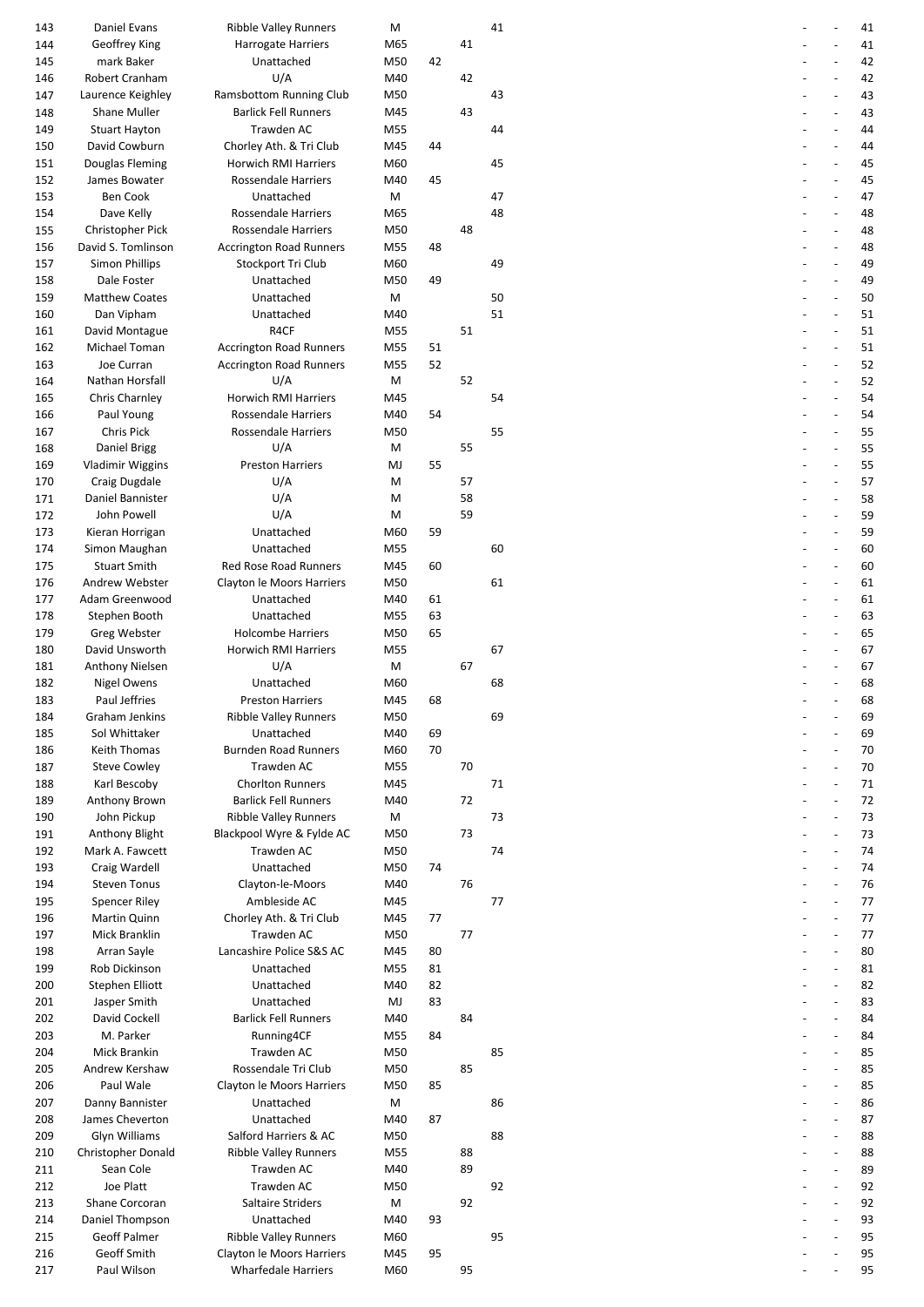| | | | | | | | | | |
|---|---|---|---|---|---|---|---|---|---|
| 143 | Daniel Evans | Ribble Valley Runners | M | | | 41 | - | - | 41 |
| 144 | Geoffrey King | Harrogate Harriers | M65 | | 41 | | - | - | 41 |
| 145 | mark Baker | Unattached | M50 | 42 | | | - | - | 42 |
| 146 | Robert Cranham | U/A | M40 | | 42 | | - | - | 42 |
| 147 | Laurence Keighley | Ramsbottom Running Club | M50 | | | 43 | - | - | 43 |
| 148 | Shane Muller | Barlick Fell Runners | M45 | | 43 | | - | - | 43 |
| 149 | Stuart Hayton | Trawden AC | M55 | | | 44 | - | - | 44 |
| 150 | David Cowburn | Chorley Ath. & Tri Club | M45 | 44 | | | - | - | 44 |
| 151 | Douglas Fleming | Horwich RMI Harriers | M60 | | | 45 | - | - | 45 |
| 152 | James Bowater | Rossendale Harriers | M40 | 45 | | | - | - | 45 |
| 153 | Ben Cook | Unattached | M | | | 47 | - | - | 47 |
| 154 | Dave Kelly | Rossendale Harriers | M65 | | | 48 | - | - | 48 |
| 155 | Christopher Pick | Rossendale Harriers | M50 | | 48 | | - | - | 48 |
| 156 | David S. Tomlinson | Accrington Road Runners | M55 | 48 | | | - | - | 48 |
| 157 | Simon Phillips | Stockport Tri Club | M60 | | | 49 | - | - | 49 |
| 158 | Dale Foster | Unattached | M50 | 49 | | | - | - | 49 |
| 159 | Matthew Coates | Unattached | M | | | 50 | - | - | 50 |
| 160 | Dan Vipham | Unattached | M40 | | | 51 | - | - | 51 |
| 161 | David Montague | R4CF | M55 | | 51 | | - | - | 51 |
| 162 | Michael Toman | Accrington Road Runners | M55 | 51 | | | - | - | 51 |
| 163 | Joe Curran | Accrington Road Runners | M55 | 52 | | | - | - | 52 |
| 164 | Nathan Horsfall | U/A | M | | 52 | | - | - | 52 |
| 165 | Chris Charnley | Horwich RMI Harriers | M45 | | | 54 | - | - | 54 |
| 166 | Paul Young | Rossendale Harriers | M40 | 54 | | | - | - | 54 |
| 167 | Chris Pick | Rossendale Harriers | M50 | | | 55 | - | - | 55 |
| 168 | Daniel Brigg | U/A | M | | 55 | | - | - | 55 |
| 169 | Vladimir Wiggins | Preston Harriers | MJ | 55 | | | - | - | 55 |
| 170 | Craig Dugdale | U/A | M | | 57 | | - | - | 57 |
| 171 | Daniel Bannister | U/A | M | | 58 | | - | - | 58 |
| 172 | John Powell | U/A | M | | 59 | | - | - | 59 |
| 173 | Kieran Horrigan | Unattached | M60 | 59 | | | - | - | 59 |
| 174 | Simon Maughan | Unattached | M55 | | | 60 | - | - | 60 |
| 175 | Stuart Smith | Red Rose Road Runners | M45 | 60 | | | - | - | 60 |
| 176 | Andrew Webster | Clayton le Moors Harriers | M50 | | | 61 | - | - | 61 |
| 177 | Adam Greenwood | Unattached | M40 | 61 | | | - | - | 61 |
| 178 | Stephen Booth | Unattached | M55 | 63 | | | - | - | 63 |
| 179 | Greg Webster | Holcombe Harriers | M50 | 65 | | | - | - | 65 |
| 180 | David Unsworth | Horwich RMI Harriers | M55 | | | 67 | - | - | 67 |
| 181 | Anthony Nielsen | U/A | M | | 67 | | - | - | 67 |
| 182 | Nigel Owens | Unattached | M60 | | | 68 | - | - | 68 |
| 183 | Paul Jeffries | Preston Harriers | M45 | 68 | | | - | - | 68 |
| 184 | Graham Jenkins | Ribble Valley Runners | M50 | | | 69 | - | - | 69 |
| 185 | Sol Whittaker | Unattached | M40 | 69 | | | - | - | 69 |
| 186 | Keith Thomas | Burnden Road Runners | M60 | 70 | | | - | - | 70 |
| 187 | Steve Cowley | Trawden AC | M55 | | 70 | | - | - | 70 |
| 188 | Karl Bescoby | Chorlton Runners | M45 | | | 71 | - | - | 71 |
| 189 | Anthony Brown | Barlick Fell Runners | M40 | | 72 | | - | - | 72 |
| 190 | John Pickup | Ribble Valley Runners | M | | | 73 | - | - | 73 |
| 191 | Anthony Blight | Blackpool Wyre & Fylde AC | M50 | | 73 | | - | - | 73 |
| 192 | Mark A. Fawcett | Trawden AC | M50 | | | 74 | - | - | 74 |
| 193 | Craig Wardell | Unattached | M50 | 74 | | | - | - | 74 |
| 194 | Steven Tonus | Clayton-le-Moors | M40 | | 76 | | - | - | 76 |
| 195 | Spencer Riley | Ambleside AC | M45 | | | 77 | - | - | 77 |
| 196 | Martin Quinn | Chorley Ath. & Tri Club | M45 | 77 | | | - | - | 77 |
| 197 | Mick Branklin | Trawden AC | M50 | | 77 | | - | - | 77 |
| 198 | Arran Sayle | Lancashire Police S&S AC | M45 | 80 | | | - | - | 80 |
| 199 | Rob Dickinson | Unattached | M55 | 81 | | | - | - | 81 |
| 200 | Stephen Elliott | Unattached | M40 | 82 | | | - | - | 82 |
| 201 | Jasper Smith | Unattached | MJ | 83 | | | - | - | 83 |
| 202 | David Cockell | Barlick Fell Runners | M40 | | 84 | | - | - | 84 |
| 203 | M. Parker | Running4CF | M55 | 84 | | | - | - | 84 |
| 204 | Mick Brankin | Trawden AC | M50 | | | 85 | - | - | 85 |
| 205 | Andrew Kershaw | Rossendale Tri Club | M50 | | 85 | | - | - | 85 |
| 206 | Paul Wale | Clayton le Moors Harriers | M50 | 85 | | | - | - | 85 |
| 207 | Danny Bannister | Unattached | M | | | 86 | - | - | 86 |
| 208 | James Cheverton | Unattached | M40 | 87 | | | - | - | 87 |
| 209 | Glyn Williams | Salford Harriers & AC | M50 | | | 88 | - | - | 88 |
| 210 | Christopher Donald | Ribble Valley Runners | M55 | | 88 | | - | - | 88 |
| 211 | Sean Cole | Trawden AC | M40 | | 89 | | - | - | 89 |
| 212 | Joe Platt | Trawden AC | M50 | | | 92 | - | - | 92 |
| 213 | Shane Corcoran | Saltaire Striders | M | | 92 | | - | - | 92 |
| 214 | Daniel Thompson | Unattached | M40 | 93 | | | - | - | 93 |
| 215 | Geoff Palmer | Ribble Valley Runners | M60 | | | 95 | - | - | 95 |
| 216 | Geoff Smith | Clayton le Moors Harriers | M45 | 95 | | | - | - | 95 |
| 217 | Paul Wilson | Wharfedale Harriers | M60 | | 95 | | - | - | 95 |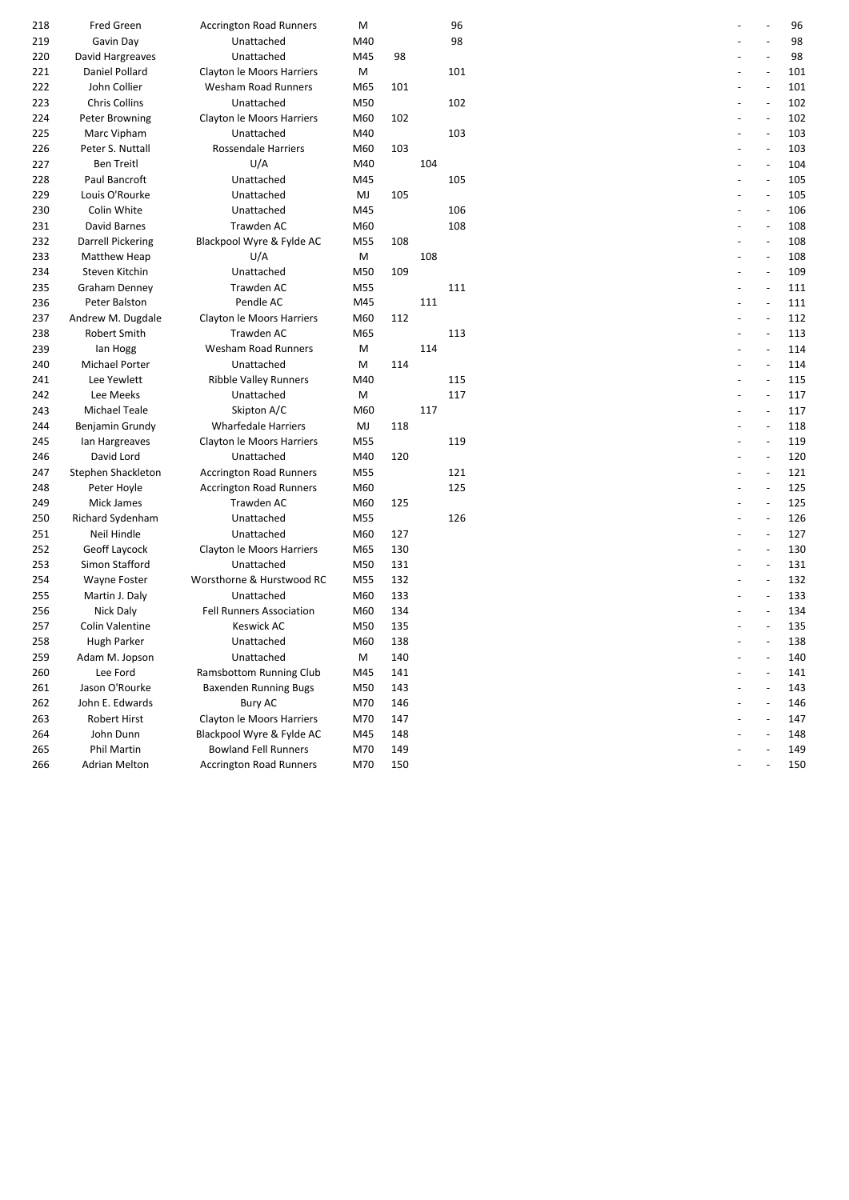| | | | | | | | | | |
|---|---|---|---|---|---|---|---|---|---|
| 218 | Fred Green | Accrington Road Runners | M | | | 96 | - | - | 96 |
| 219 | Gavin Day | Unattached | M40 | | | 98 | - | - | 98 |
| 220 | David Hargreaves | Unattached | M45 | 98 | | | - | - | 98 |
| 221 | Daniel Pollard | Clayton le Moors Harriers | M | | | 101 | - | - | 101 |
| 222 | John Collier | Wesham Road Runners | M65 | 101 | | | - | - | 101 |
| 223 | Chris Collins | Unattached | M50 | | | 102 | - | - | 102 |
| 224 | Peter Browning | Clayton le Moors Harriers | M60 | 102 | | | - | - | 102 |
| 225 | Marc Vipham | Unattached | M40 | | | 103 | - | - | 103 |
| 226 | Peter S. Nuttall | Rossendale Harriers | M60 | 103 | | | - | - | 103 |
| 227 | Ben Treitl | U/A | M40 | | 104 | | - | - | 104 |
| 228 | Paul Bancroft | Unattached | M45 | | | 105 | - | - | 105 |
| 229 | Louis O'Rourke | Unattached | MJ | 105 | | | - | - | 105 |
| 230 | Colin White | Unattached | M45 | | | 106 | - | - | 106 |
| 231 | David Barnes | Trawden AC | M60 | | | 108 | - | - | 108 |
| 232 | Darrell Pickering | Blackpool Wyre & Fylde AC | M55 | 108 | | | - | - | 108 |
| 233 | Matthew Heap | U/A | M | | 108 | | - | - | 108 |
| 234 | Steven Kitchin | Unattached | M50 | 109 | | | - | - | 109 |
| 235 | Graham Denney | Trawden AC | M55 | | | 111 | - | - | 111 |
| 236 | Peter Balston | Pendle AC | M45 | | 111 | | - | - | 111 |
| 237 | Andrew M. Dugdale | Clayton le Moors Harriers | M60 | 112 | | | - | - | 112 |
| 238 | Robert Smith | Trawden AC | M65 | | | 113 | - | - | 113 |
| 239 | Ian Hogg | Wesham Road Runners | M | | 114 | | - | - | 114 |
| 240 | Michael Porter | Unattached | M | 114 | | | - | - | 114 |
| 241 | Lee Yewlett | Ribble Valley Runners | M40 | | | 115 | - | - | 115 |
| 242 | Lee Meeks | Unattached | M | | | 117 | - | - | 117 |
| 243 | Michael Teale | Skipton A/C | M60 | | 117 | | - | - | 117 |
| 244 | Benjamin Grundy | Wharfedale Harriers | MJ | 118 | | | - | - | 118 |
| 245 | Ian Hargreaves | Clayton le Moors Harriers | M55 | | | 119 | - | - | 119 |
| 246 | David Lord | Unattached | M40 | 120 | | | - | - | 120 |
| 247 | Stephen Shackleton | Accrington Road Runners | M55 | | | 121 | - | - | 121 |
| 248 | Peter Hoyle | Accrington Road Runners | M60 | | | 125 | - | - | 125 |
| 249 | Mick James | Trawden AC | M60 | 125 | | | - | - | 125 |
| 250 | Richard Sydenham | Unattached | M55 | | | 126 | - | - | 126 |
| 251 | Neil Hindle | Unattached | M60 | 127 | | | - | - | 127 |
| 252 | Geoff Laycock | Clayton le Moors Harriers | M65 | 130 | | | - | - | 130 |
| 253 | Simon Stafford | Unattached | M50 | 131 | | | - | - | 131 |
| 254 | Wayne Foster | Worsthorne & Hurstwood RC | M55 | 132 | | | - | - | 132 |
| 255 | Martin J. Daly | Unattached | M60 | 133 | | | - | - | 133 |
| 256 | Nick Daly | Fell Runners Association | M60 | 134 | | | - | - | 134 |
| 257 | Colin Valentine | Keswick AC | M50 | 135 | | | - | - | 135 |
| 258 | Hugh Parker | Unattached | M60 | 138 | | | - | - | 138 |
| 259 | Adam M. Jopson | Unattached | M | 140 | | | - | - | 140 |
| 260 | Lee Ford | Ramsbottom Running Club | M45 | 141 | | | - | - | 141 |
| 261 | Jason O'Rourke | Baxenden Running Bugs | M50 | 143 | | | - | - | 143 |
| 262 | John E. Edwards | Bury AC | M70 | 146 | | | - | - | 146 |
| 263 | Robert Hirst | Clayton le Moors Harriers | M70 | 147 | | | - | - | 147 |
| 264 | John Dunn | Blackpool Wyre & Fylde AC | M45 | 148 | | | - | - | 148 |
| 265 | Phil Martin | Bowland Fell Runners | M70 | 149 | | | - | - | 149 |
| 266 | Adrian Melton | Accrington Road Runners | M70 | 150 | | | - | - | 150 |